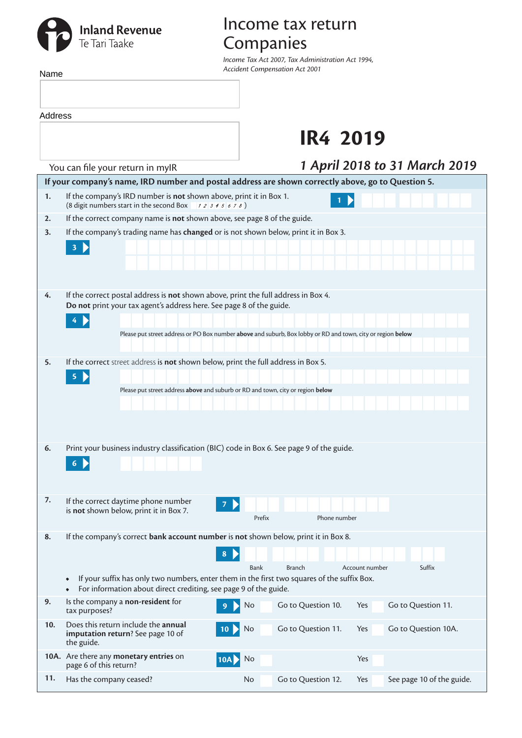Inland Revenue
Te Tari Taake

# Income tax return Companies

*Income Tax Act 2007, Tax Administration Act 1994, Accident Compensation Act 2001*

Name

Address

You can file your return in myIR

## IR4 2019

*1 April 2018 to 31 March 2019*

**If your company's name, IRD number and postal address are shown correctly above, go to Question 5.**

**1.** If the company's IRD number is **not** shown above, print it in Box 1.
(8 digit numbers start in the second Box 1 2 3 4 5 6 7 8 )

**1**

**2.** If the correct company name is **not** shown above, see page 8 of the guide.

**3.** If the company's trading name has **changed** or is not shown below, print it in Box 3.

**3**

**4.** If the correct postal address is **not** shown above, print the full address in Box 4.
**Do not** print your tax agent's address here. See page 8 of the guide.

**4**

Please put street address or PO Box number **above** and suburb, Box lobby or RD and town, city or region **below**

**5.** If the correct street address is **not** shown below, print the full address in Box 5.

**5**

Please put street address **above** and suburb or RD and town, city or region **below**

**6.** Print your business industry classification (BIC) code in Box 6. See page 9 of the guide.

**6**

**7.** If the correct daytime phone number is **not** shown below, print it in Box 7.

**7** Prefix | Phone number

**8.** If the company's correct **bank account number** is **not** shown below, print it in Box 8.

**8** Bank | Branch | Account number | Suffix

- If your suffix has only two numbers, enter them in the first two squares of the suffix Box.
- For information about direct crediting, see page 9 of the guide.

**9.** Is the company a **non-resident** for tax purposes?
**9** No — Go to Question 10. Yes — Go to Question 11.

**10.** Does this return include the **annual imputation return**? See page 10 of the guide.
**10** No — Go to Question 11. Yes — Go to Question 10A.

**10A.** Are there any **monetary entries** on page 6 of this return?
**10A** No Yes

**11.** Has the company ceased?
No — Go to Question 12. Yes — See page 10 of the guide.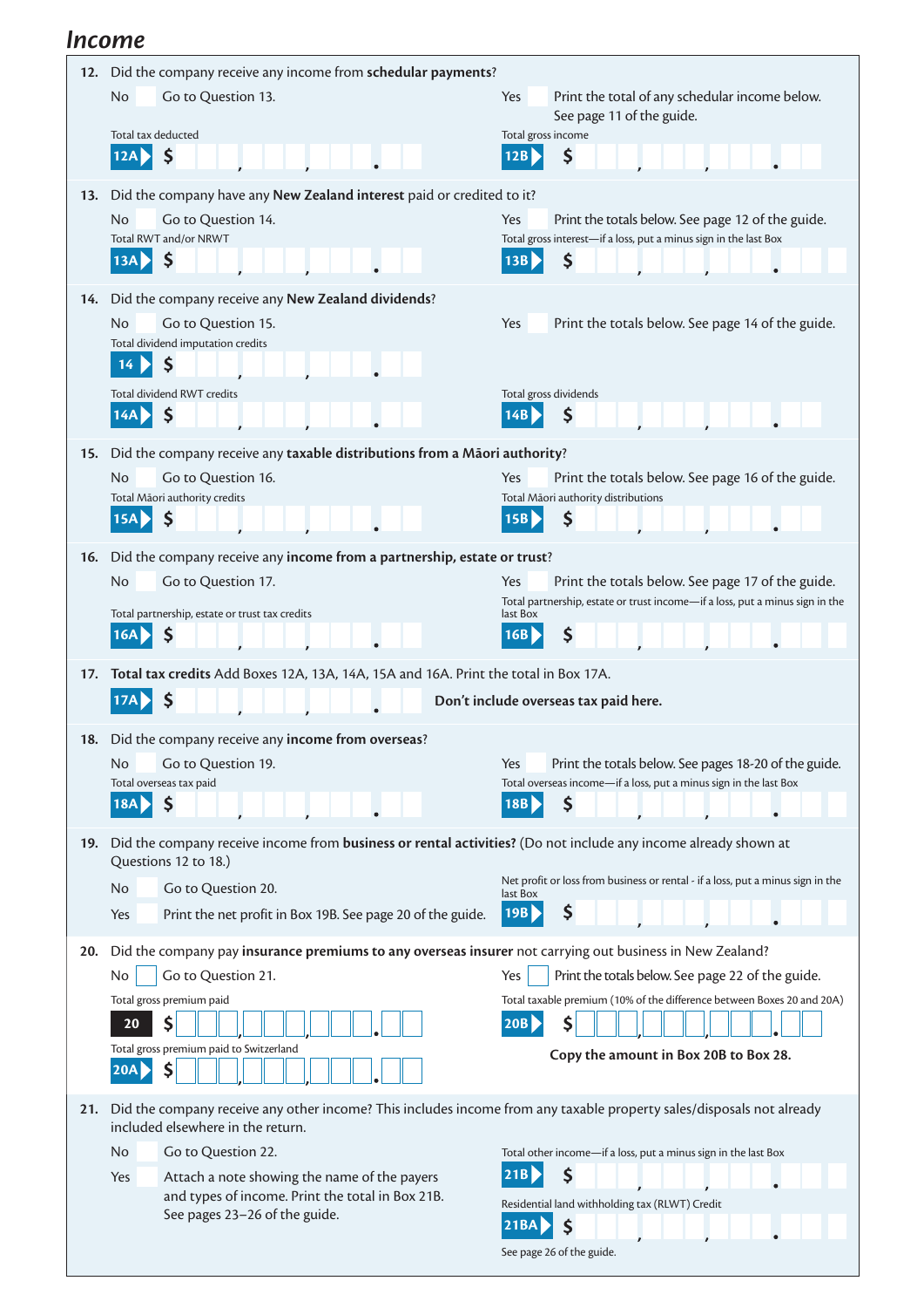# Income

**12.** Did the company receive any income from **schedular payments**?

No — Go to Question 13.

Yes — Print the total of any schedular income below. See page 11 of the guide.

Total tax deducted
**12A** $ ___,___,___.___

Total gross income
**12B** $ ___,___,___.___

**13.** Did the company have any **New Zealand interest** paid or credited to it?

No — Go to Question 14.

Yes — Print the totals below. See page 12 of the guide.

Total RWT and/or NRWT
**13A** $ ___,___,___.___

Total gross interest—if a loss, put a minus sign in the last Box
**13B** $ ___,___,___.___

**14.** Did the company receive any **New Zealand dividends**?

No — Go to Question 15.

Yes — Print the totals below. See page 14 of the guide.

Total dividend imputation credits
**14** $ ___,___,___.___

Total dividend RWT credits
**14A** $ ___,___,___.___

Total gross dividends
**14B** $ ___,___,___.___

**15.** Did the company receive any **taxable distributions from a Māori authority**?

No — Go to Question 16.

Yes — Print the totals below. See page 16 of the guide.

Total Māori authority credits
**15A** $ ___,___,___.___

Total Māori authority distributions
**15B** $ ___,___,___.___

**16.** Did the company receive any **income from a partnership, estate or trust**?

No — Go to Question 17.

Yes — Print the totals below. See page 17 of the guide.

Total partnership, estate or trust tax credits
**16A** $ ___,___,___.___

Total partnership, estate or trust income—if a loss, put a minus sign in the last Box
**16B** $ ___,___,___.___

**17.** **Total tax credits** Add Boxes 12A, 13A, 14A, 15A and 16A. Print the total in Box 17A.

**17A** $ ___,___,___.___

**Don't include overseas tax paid here.**

**18.** Did the company receive any **income from overseas**?

No — Go to Question 19.

Yes — Print the totals below. See pages 18-20 of the guide.

Total overseas tax paid
**18A** $ ___,___,___.___

Total overseas income—if a loss, put a minus sign in the last Box
**18B** $ ___,___,___.___

**19.** Did the company receive income from **business or rental activities?** (Do not include any income already shown at Questions 12 to 18.)

No — Go to Question 20.

Yes — Print the net profit in Box 19B. See page 20 of the guide.

Net profit or loss from business or rental - if a loss, put a minus sign in the last Box
**19B** $ ___,___,___.___

**20.** Did the company pay **insurance premiums to any overseas insurer** not carrying out business in New Zealand?

No — Go to Question 21.

Yes — Print the totals below. See page 22 of the guide.

Total gross premium paid
**20** $ ___,___,___.___

Total gross premium paid to Switzerland
**20A** $ ___,___,___.___

Total taxable premium (10% of the difference between Boxes 20 and 20A)
**20B** $ ___,___,___.___

**Copy the amount in Box 20B to Box 28.**

**21.** Did the company receive any other income? This includes income from any taxable property sales/disposals not already included elsewhere in the return.

No — Go to Question 22.

Yes — Attach a note showing the name of the payers and types of income. Print the total in Box 21B. See pages 23–26 of the guide.

Total other income—if a loss, put a minus sign in the last Box
**21B** $ ___,___,___.___

Residential land withholding tax (RLWT) Credit
**21BA** $ ___,___,___.___

See page 26 of the guide.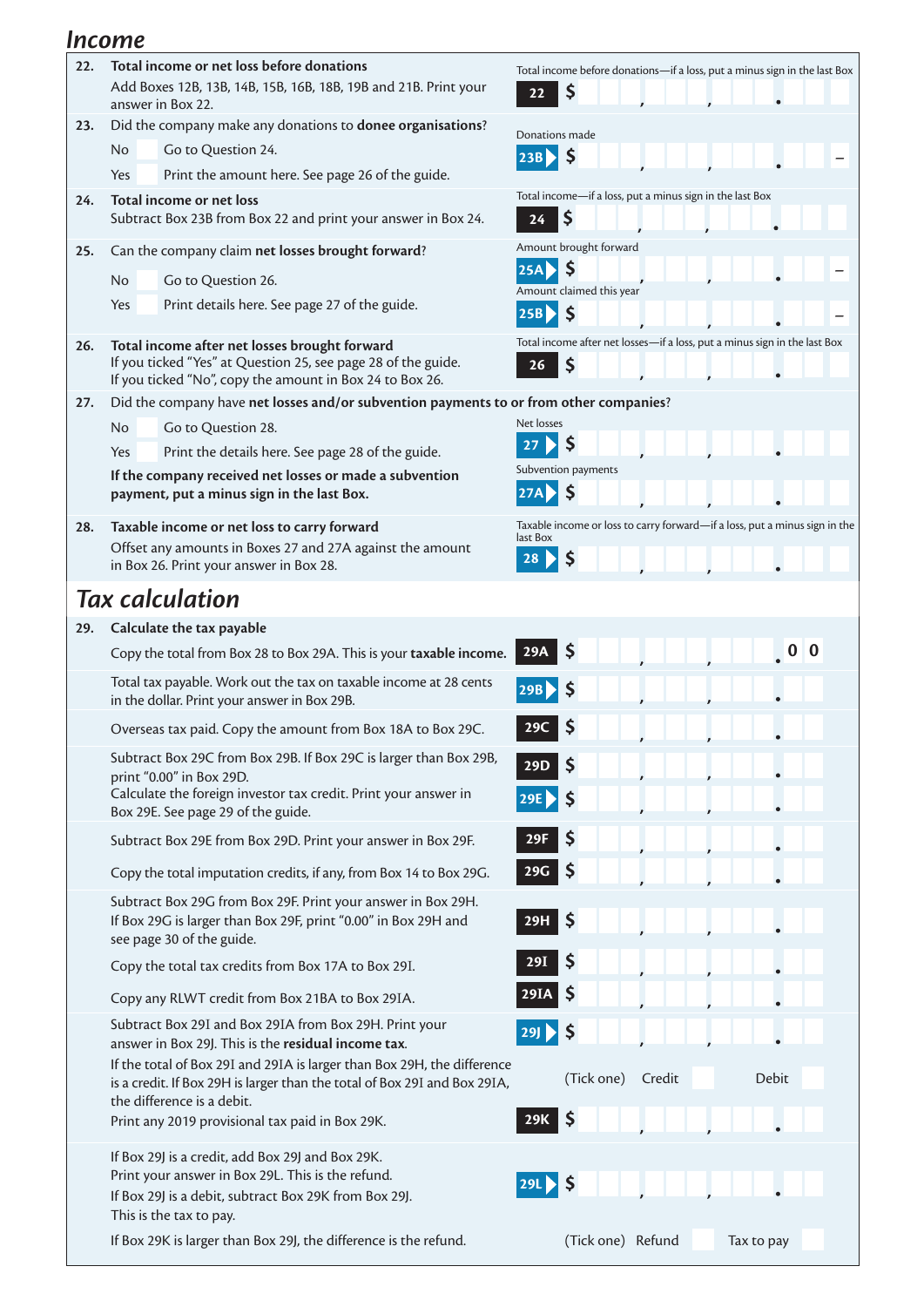## Income

**22. Total income or net loss before donations**

Add Boxes 12B, 13B, 14B, 15B, 16B, 18B, 19B and 21B. Print your answer in Box 22.

Total income before donations—if a loss, put a minus sign in the last Box

**22** $

**23.** Did the company make any donations to **donee organisations**?

No — Go to Question 24.

Yes — Print the amount here. See page 26 of the guide.

Donations made

**23B** $ –

**24. Total income or net loss**

Subtract Box 23B from Box 22 and print your answer in Box 24.

Total income—if a loss, put a minus sign in the last Box

**24** $

**25.** Can the company claim **net losses brought forward**?

No — Go to Question 26.

Yes — Print details here. See page 27 of the guide.

Amount brought forward

**25A** $ –

Amount claimed this year

**25B** $ –

**26. Total income after net losses brought forward**

If you ticked "Yes" at Question 25, see page 28 of the guide.
If you ticked "No", copy the amount in Box 24 to Box 26.

Total income after net losses—if a loss, put a minus sign in the last Box

**26** $

**27.** Did the company have **net losses and/or subvention payments to or from other companies**?

No — Go to Question 28.

Yes — Print the details here. See page 28 of the guide.

**If the company received net losses or made a subvention payment, put a minus sign in the last Box.**

Net losses

**27** $

Subvention payments

**27A** $

**28. Taxable income or net loss to carry forward**

Offset any amounts in Boxes 27 and 27A against the amount in Box 26. Print your answer in Box 28.

Taxable income or loss to carry forward—if a loss, put a minus sign in the last Box

**28** $

## Tax calculation

**29. Calculate the tax payable**

Copy the total from Box 28 to Box 29A. This is your **taxable income**. — **29A** $ .00

Total tax payable. Work out the tax on taxable income at 28 cents in the dollar. Print your answer in Box 29B. — **29B** $

Overseas tax paid. Copy the amount from Box 18A to Box 29C. — **29C** $

Subtract Box 29C from Box 29B. If Box 29C is larger than Box 29B, print "0.00" in Box 29D. — **29D** $

Calculate the foreign investor tax credit. Print your answer in Box 29E. See page 29 of the guide. — **29E** $

Subtract Box 29E from Box 29D. Print your answer in Box 29F. — **29F** $

Copy the total imputation credits, if any, from Box 14 to Box 29G. — **29G** $

Subtract Box 29G from Box 29F. Print your answer in Box 29H. If Box 29G is larger than Box 29F, print "0.00" in Box 29H and see page 30 of the guide. — **29H** $

Copy the total tax credits from Box 17A to Box 29I. — **29I** $

Copy any RLWT credit from Box 21BA to Box 29IA. — **29IA** $

Subtract Box 29I and Box 29IA from Box 29H. Print your answer in Box 29J. This is the **residual income tax**. — **29J** $

If the total of Box 29I and 29IA is larger than Box 29H, the difference is a credit. If Box 29H is larger than the total of Box 29I and Box 29IA, the difference is a debit. — (Tick one) Credit / Debit

Print any 2019 provisional tax paid in Box 29K. — **29K** $

If Box 29J is a credit, add Box 29J and Box 29K. Print your answer in Box 29L. This is the refund.
If Box 29J is a debit, subtract Box 29K from Box 29J. This is the tax to pay. — **29L** $

If Box 29K is larger than Box 29J, the difference is the refund. — (Tick one) Refund / Tax to pay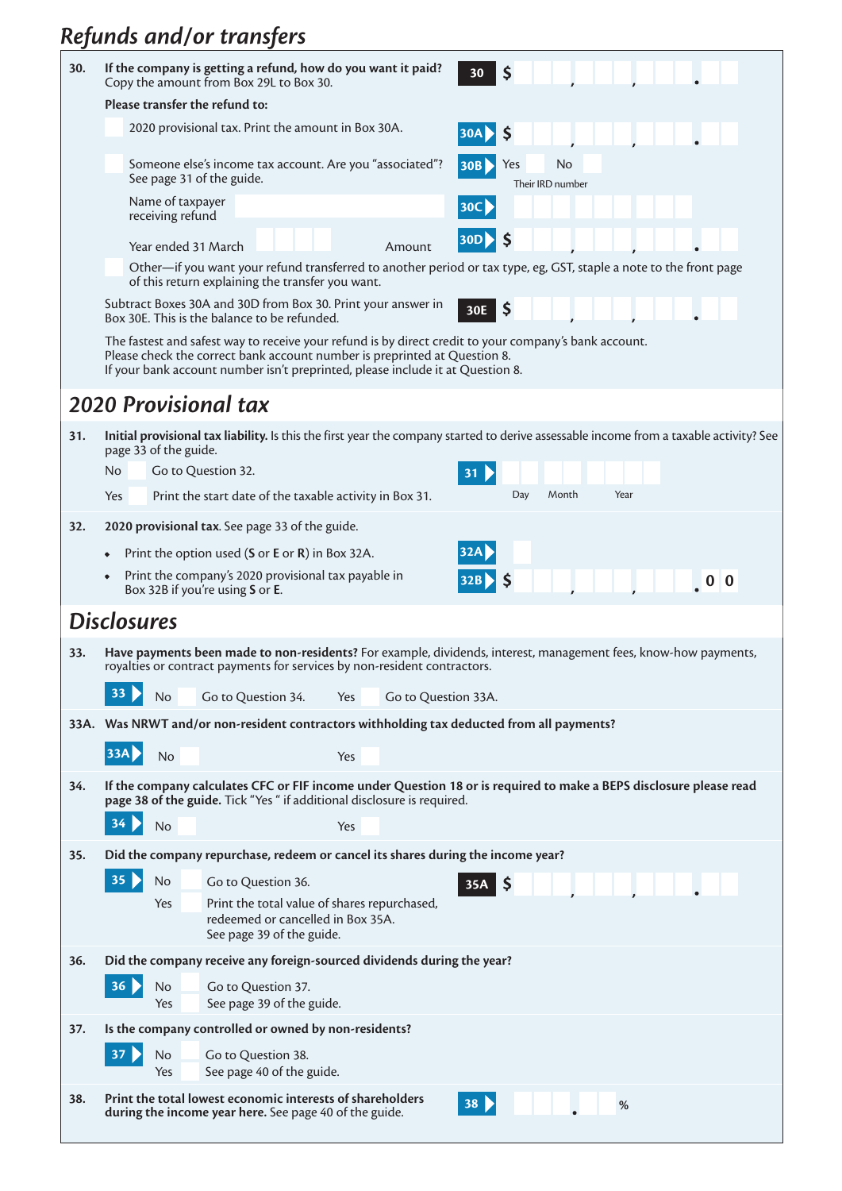## Refunds and/or transfers

**30. If the company is getting a refund, how do you want it paid?**
Copy the amount from Box 29L to Box 30.

**30** $ ___ , ___ , ___ . ___

**Please transfer the refund to:**

- 2020 provisional tax. Print the amount in Box 30A. — **30A** $ ___ , ___ , ___ . ___
- Someone else's income tax account. Are you "associated"? See page 31 of the guide. — **30B** Yes / No — Their IRD number
  - Name of taxpayer receiving refund — **30C**
  - Year ended 31 March ___ Amount — **30D** $ ___ , ___ , ___ . ___
- Other—if you want your refund transferred to another period or tax type, eg, GST, staple a note to the front page of this return explaining the transfer you want.

Subtract Boxes 30A and 30D from Box 30. Print your answer in Box 30E. This is the balance to be refunded. — **30E** $ ___ , ___ , ___ . ___

The fastest and safest way to receive your refund is by direct credit to your company's bank account.
Please check the correct bank account number is preprinted at Question 8.
If your bank account number isn't preprinted, please include it at Question 8.

## 2020 Provisional tax

**31. Initial provisional tax liability.** Is this the first year the company started to derive assessable income from a taxable activity? See page 33 of the guide.

No — Go to Question 32.
Yes — Print the start date of the taxable activity in Box 31. — **31** Day / Month / Year

**32. 2020 provisional tax**. See page 33 of the guide.

- Print the option used (**S** or **E** or **R**) in Box 32A. — **32A**
- Print the company's 2020 provisional tax payable in Box 32B if you're using **S** or **E**. — **32B** $ ___ , ___ , ___ . 0 0

## Disclosures

**33. Have payments been made to non-residents?** For example, dividends, interest, management fees, know-how payments, royalties or contract payments for services by non-resident contractors.

**33** No — Go to Question 34. Yes — Go to Question 33A.

**33A. Was NRWT and/or non-resident contractors withholding tax deducted from all payments?**

**33A** No / Yes

**34. If the company calculates CFC or FIF income under Question 18 or is required to make a BEPS disclosure please read page 38 of the guide.** Tick "Yes " if additional disclosure is required.

**34** No / Yes

**35. Did the company repurchase, redeem or cancel its shares during the income year?**

**35** No — Go to Question 36.
Yes — Print the total value of shares repurchased, redeemed or cancelled in Box 35A. See page 39 of the guide. — **35A** $ ___ , ___ , ___ . ___

**36. Did the company receive any foreign-sourced dividends during the year?**

**36** No — Go to Question 37.
Yes — See page 39 of the guide.

**37. Is the company controlled or owned by non-residents?**

**37** No — Go to Question 38.
Yes — See page 40 of the guide.

**38. Print the total lowest economic interests of shareholders during the income year here.** See page 40 of the guide. — **38** ___ . ___ %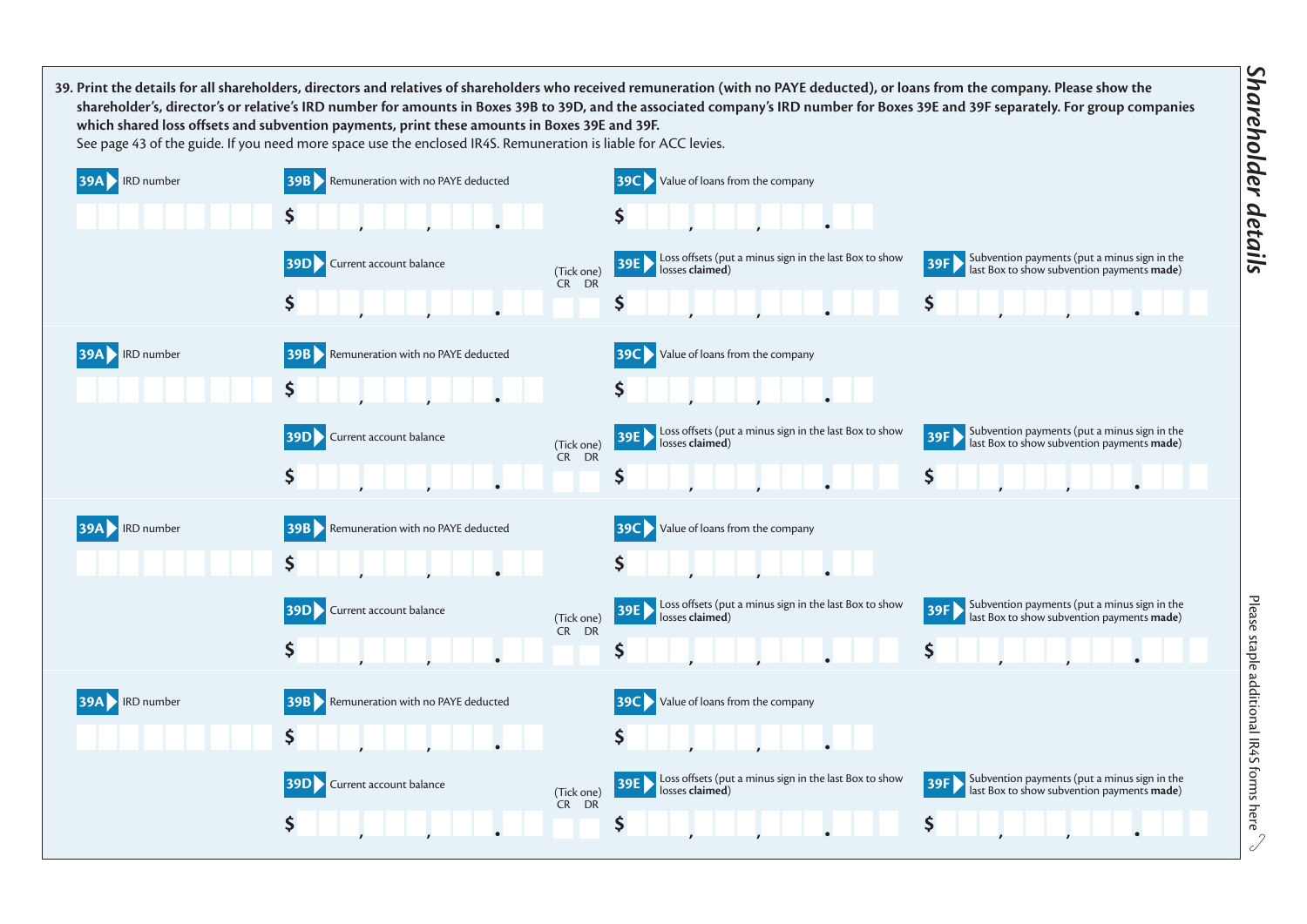# Shareholder details

**39. Print the details for all shareholders, directors and relatives of shareholders who received remuneration (with no PAYE deducted), or loans from the company. Please show the shareholder's, director's or relative's IRD number for amounts in Boxes 39B to 39D, and the associated company's IRD number for Boxes 39E and 39F separately. For group companies which shared loss offsets and subvention payments, print these amounts in Boxes 39E and 39F.**

See page 43 of the guide. If you need more space use the enclosed IR4S. Remuneration is liable for ACC levies.

**39A** IRD number

**39B** Remuneration with no PAYE deducted $ , , .

**39C** Value of loans from the company $ , , .

**39D** Current account balance $ , , . (Tick one) CR DR

**39E** Loss offsets (put a minus sign in the last Box to show losses **claimed**) $ , , .

**39F** Subvention payments (put a minus sign in the last Box to show subvention payments **made**) $ , , .

**39A** IRD number

**39B** Remuneration with no PAYE deducted $ , , .

**39C** Value of loans from the company $ , , .

**39D** Current account balance $ , , . (Tick one) CR DR

**39E** Loss offsets (put a minus sign in the last Box to show losses **claimed**) $ , , .

**39F** Subvention payments (put a minus sign in the last Box to show subvention payments **made**) $ , , .

**39A** IRD number

**39B** Remuneration with no PAYE deducted $ , , .

**39C** Value of loans from the company $ , , .

**39D** Current account balance $ , , . (Tick one) CR DR

**39E** Loss offsets (put a minus sign in the last Box to show losses **claimed**) $ , , .

**39F** Subvention payments (put a minus sign in the last Box to show subvention payments **made**) $ , , .

**39A** IRD number

**39B** Remuneration with no PAYE deducted $ , , .

**39C** Value of loans from the company $ , , .

**39D** Current account balance $ , , . (Tick one) CR DR

**39E** Loss offsets (put a minus sign in the last Box to show losses **claimed**) $ , , .

**39F** Subvention payments (put a minus sign in the last Box to show subvention payments **made**) $ , , .

Please staple additional IR4S forms here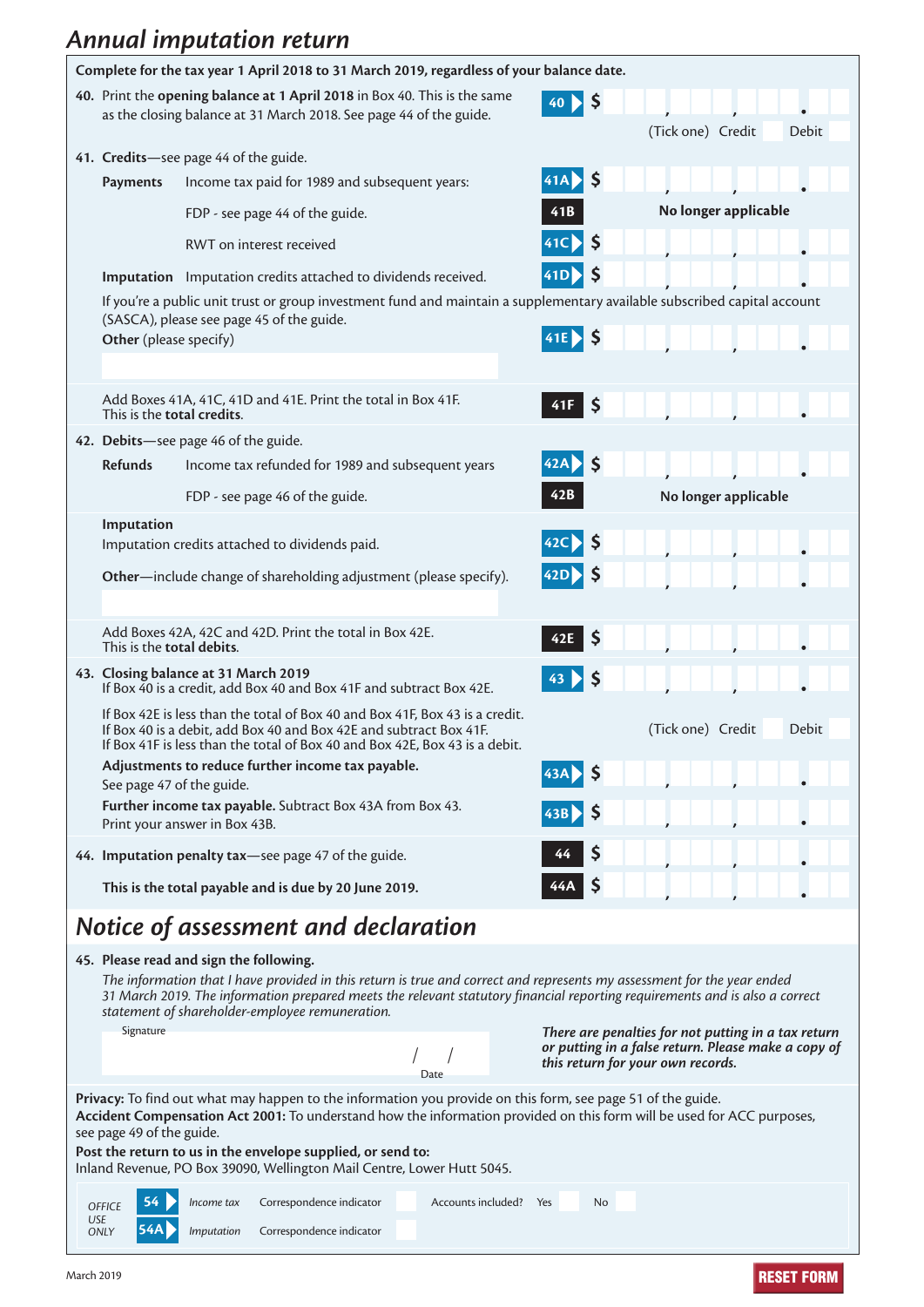# Annual imputation return

**Complete for the tax year 1 April 2018 to 31 March 2019, regardless of your balance date.**

**40.** Print the **opening balance at 1 April 2018** in Box 40. This is the same as the closing balance at 31 March 2018. See page 44 of the guide.

40 $ , , .

(Tick one) Credit  Debit

**41. Credits**—see page 44 of the guide.

| | | | |
|---|---|---|---|
| **Payments** | Income tax paid for 1989 and subsequent years: | 41A | $ , , . |
| | FDP - see page 44 of the guide. | 41B | **No longer applicable** |
| | RWT on interest received | 41C | $ , , . |
| **Imputation** | Imputation credits attached to dividends received. | 41D | $ , , . |

If you're a public unit trust or group investment fund and maintain a supplementary available subscribed capital account (SASCA), please see page 45 of the guide.

**Other** (please specify)

41E $ , , .

Add Boxes 41A, 41C, 41D and 41E. Print the total in Box 41F. This is the **total credits**.

41F $ , , .

**42. Debits**—see page 46 of the guide.

| | | | |
|---|---|---|---|
| **Refunds** | Income tax refunded for 1989 and subsequent years | 42A | $ , , . |
| | FDP - see page 46 of the guide. | 42B | **No longer applicable** |

**Imputation**

Imputation credits attached to dividends paid.

42C $ , , .

**Other**—include change of shareholding adjustment (please specify).

42D $ , , .

Add Boxes 42A, 42C and 42D. Print the total in Box 42E. This is the **total debits**.

42E $ , , .

**43. Closing balance at 31 March 2019**

If Box 40 is a credit, add Box 40 and Box 41F and subtract Box 42E.

43 $ , , .

If Box 42E is less than the total of Box 40 and Box 41F, Box 43 is a credit.
If Box 40 is a debit, add Box 40 and Box 42E and subtract Box 41F.
If Box 41F is less than the total of Box 40 and Box 42E, Box 43 is a debit.

(Tick one) Credit  Debit

**Adjustments to reduce further income tax payable.**
See page 47 of the guide.

43A $ , , .

**Further income tax payable.** Subtract Box 43A from Box 43.
Print your answer in Box 43B.

43B $ , , .

**44. Imputation penalty tax**—see page 47 of the guide.

44 $ , , .

**This is the total payable and is due by 20 June 2019.**

44A $ , , .

## Notice of assessment and declaration

**45. Please read and sign the following.**

*The information that I have provided in this return is true and correct and represents my assessment for the year ended 31 March 2019. The information prepared meets the relevant statutory financial reporting requirements and is also a correct statement of shareholder-employee remuneration.*

Signature

/ /

Date

***There are penalties for not putting in a tax return or putting in a false return. Please make a copy of this return for your own records.***

**Privacy:** To find out what may happen to the information you provide on this form, see page 51 of the guide.

**Accident Compensation Act 2001:** To understand how the information provided on this form will be used for ACC purposes, see page 49 of the guide.

**Post the return to us in the envelope supplied, or send to:**
Inland Revenue, PO Box 39090, Wellington Mail Centre, Lower Hutt 5045.

| | | | | | |
|---|---|---|---|---|---|
| OFFICE USE ONLY | 54 | *Income tax* | Correspondence indicator | Accounts included? | Yes  No |
| | 54A | *Imputation* | Correspondence indicator | | |

March 2019

RESET FORM